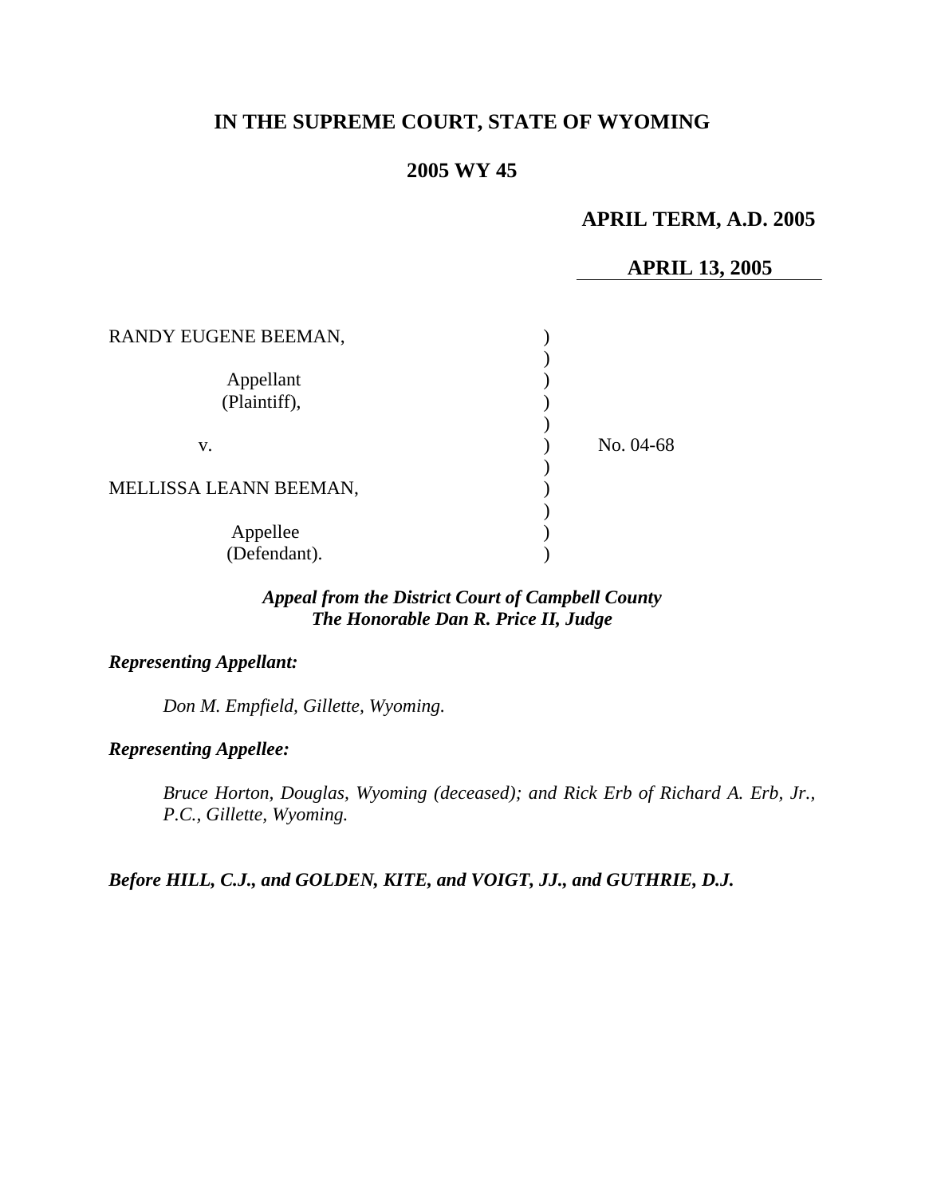# IN THE SUPREME COURT, STATE OF WYOMING

## 2005 WY 45

**APRIL TERM, A.D. 2005**

**APRIL 13, 2005**

RANDY EUGENE BEEMAN,

Appellant
(Plaintiff),

v.

MELLISSA LEANN BEEMAN,

Appellee
(Defendant).

No. 04-68

***Appeal from the District Court of Campbell County***
***The Honorable Dan R. Price II, Judge***

***Representing Appellant:***

*Don M. Empfield, Gillette, Wyoming.*

***Representing Appellee:***

*Bruce Horton, Douglas, Wyoming (deceased); and Rick Erb of Richard A. Erb, Jr., P.C., Gillette, Wyoming.*

***Before HILL, C.J., and GOLDEN, KITE, and VOIGT, JJ., and GUTHRIE, D.J.***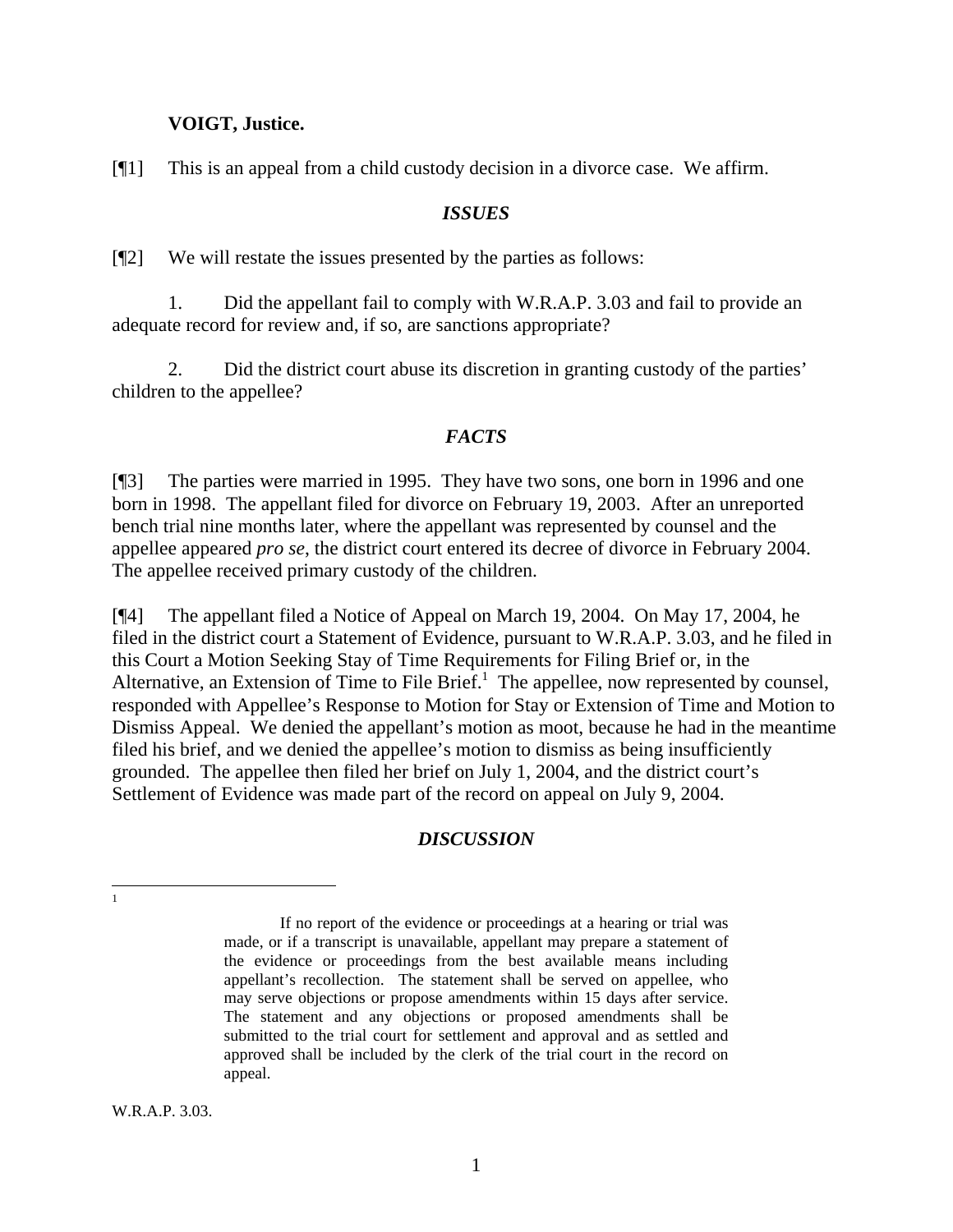**VOIGT, Justice.**

[¶1] This is an appeal from a child custody decision in a divorce case. We affirm.

### *ISSUES*

[¶2] We will restate the issues presented by the parties as follows:

1. Did the appellant fail to comply with W.R.A.P. 3.03 and fail to provide an adequate record for review and, if so, are sanctions appropriate?

2. Did the district court abuse its discretion in granting custody of the parties' children to the appellee?

### *FACTS*

[¶3] The parties were married in 1995. They have two sons, one born in 1996 and one born in 1998. The appellant filed for divorce on February 19, 2003. After an unreported bench trial nine months later, where the appellant was represented by counsel and the appellee appeared *pro se*, the district court entered its decree of divorce in February 2004. The appellee received primary custody of the children.

[¶4] The appellant filed a Notice of Appeal on March 19, 2004. On May 17, 2004, he filed in the district court a Statement of Evidence, pursuant to W.R.A.P. 3.03, and he filed in this Court a Motion Seeking Stay of Time Requirements for Filing Brief or, in the Alternative, an Extension of Time to File Brief.[1] The appellee, now represented by counsel, responded with Appellee's Response to Motion for Stay or Extension of Time and Motion to Dismiss Appeal. We denied the appellant's motion as moot, because he had in the meantime filed his brief, and we denied the appellee's motion to dismiss as being insufficiently grounded. The appellee then filed her brief on July 1, 2004, and the district court's Settlement of Evidence was made part of the record on appeal on July 9, 2004.

### *DISCUSSION*

---

[1]

> If no report of the evidence or proceedings at a hearing or trial was made, or if a transcript is unavailable, appellant may prepare a statement of the evidence or proceedings from the best available means including appellant's recollection. The statement shall be served on appellee, who may serve objections or propose amendments within 15 days after service. The statement and any objections or proposed amendments shall be submitted to the trial court for settlement and approval and as settled and approved shall be included by the clerk of the trial court in the record on appeal.

W.R.A.P. 3.03.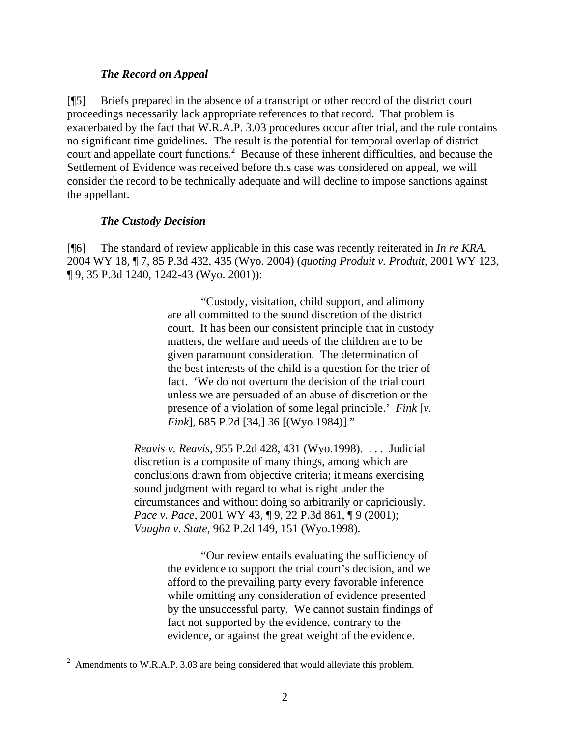### *The Record on Appeal*

[¶5] Briefs prepared in the absence of a transcript or other record of the district court proceedings necessarily lack appropriate references to that record. That problem is exacerbated by the fact that W.R.A.P. 3.03 procedures occur after trial, and the rule contains no significant time guidelines. The result is the potential for temporal overlap of district court and appellate court functions.[2] Because of these inherent difficulties, and because the Settlement of Evidence was received before this case was considered on appeal, we will consider the record to be technically adequate and will decline to impose sanctions against the appellant.

### *The Custody Decision*

[¶6] The standard of review applicable in this case was recently reiterated in *In re KRA*, 2004 WY 18, ¶ 7, 85 P.3d 432, 435 (Wyo. 2004) (*quoting Produit v. Produit*, 2001 WY 123, ¶ 9, 35 P.3d 1240, 1242-43 (Wyo. 2001)):

> > "Custody, visitation, child support, and alimony are all committed to the sound discretion of the district court. It has been our consistent principle that in custody matters, the welfare and needs of the children are to be given paramount consideration. The determination of the best interests of the child is a question for the trier of fact. 'We do not overturn the decision of the trial court unless we are persuaded of an abuse of discretion or the presence of a violation of some legal principle.' *Fink* [*v. Fink*], 685 P.2d [34,] 36 [(Wyo.1984)]."
>
> *Reavis v. Reavis,* 955 P.2d 428, 431 (Wyo.1998). . . . Judicial discretion is a composite of many things, among which are conclusions drawn from objective criteria; it means exercising sound judgment with regard to what is right under the circumstances and without doing so arbitrarily or capriciously. *Pace v. Pace,* 2001 WY 43, ¶ 9, 22 P.3d 861, ¶ 9 (2001); *Vaughn v. State,* 962 P.2d 149, 151 (Wyo.1998).
>
> > "Our review entails evaluating the sufficiency of the evidence to support the trial court's decision, and we afford to the prevailing party every favorable inference while omitting any consideration of evidence presented by the unsuccessful party. We cannot sustain findings of fact not supported by the evidence, contrary to the evidence, or against the great weight of the evidence.

---

[2] Amendments to W.R.A.P. 3.03 are being considered that would alleviate this problem.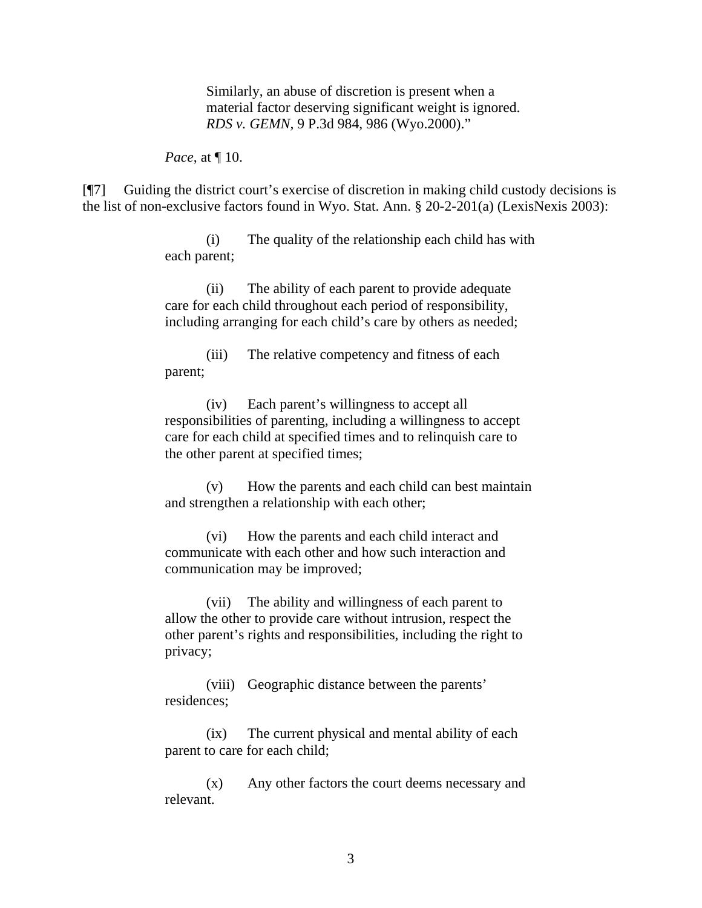> Similarly, an abuse of discretion is present when a material factor deserving significant weight is ignored. *RDS v. GEMN*, 9 P.3d 984, 986 (Wyo.2000)."

*Pace*, at ¶ 10.

[¶7] Guiding the district court's exercise of discretion in making child custody decisions is the list of non-exclusive factors found in Wyo. Stat. Ann. § 20-2-201(a) (LexisNexis 2003):

> (i) The quality of the relationship each child has with each parent;
>
> (ii) The ability of each parent to provide adequate care for each child throughout each period of responsibility, including arranging for each child's care by others as needed;
>
> (iii) The relative competency and fitness of each parent;
>
> (iv) Each parent's willingness to accept all responsibilities of parenting, including a willingness to accept care for each child at specified times and to relinquish care to the other parent at specified times;
>
> (v) How the parents and each child can best maintain and strengthen a relationship with each other;
>
> (vi) How the parents and each child interact and communicate with each other and how such interaction and communication may be improved;
>
> (vii) The ability and willingness of each parent to allow the other to provide care without intrusion, respect the other parent's rights and responsibilities, including the right to privacy;
>
> (viii) Geographic distance between the parents' residences;
>
> (ix) The current physical and mental ability of each parent to care for each child;
>
> (x) Any other factors the court deems necessary and relevant.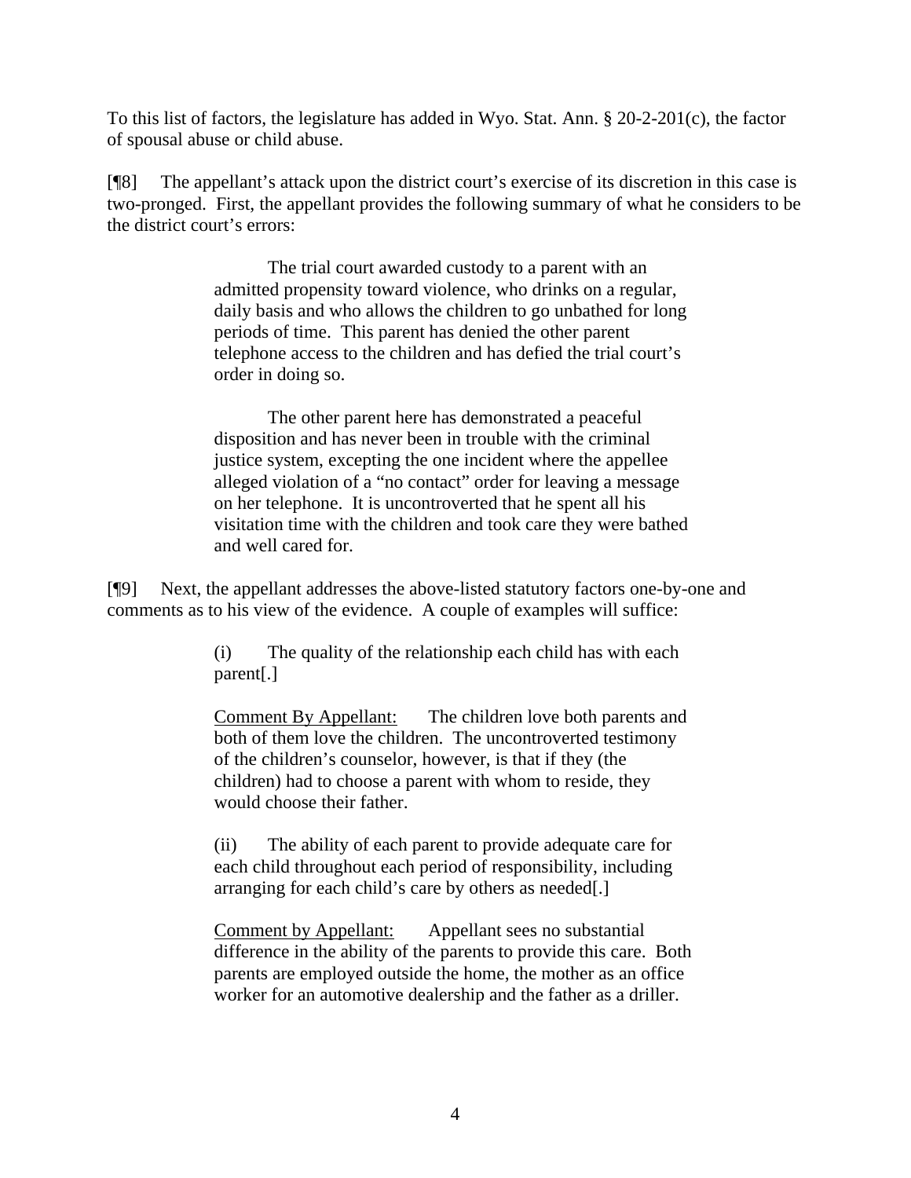To this list of factors, the legislature has added in Wyo. Stat. Ann. § 20-2-201(c), the factor of spousal abuse or child abuse.

[¶8] The appellant's attack upon the district court's exercise of its discretion in this case is two-pronged. First, the appellant provides the following summary of what he considers to be the district court's errors:

> The trial court awarded custody to a parent with an admitted propensity toward violence, who drinks on a regular, daily basis and who allows the children to go unbathed for long periods of time. This parent has denied the other parent telephone access to the children and has defied the trial court's order in doing so.
>
> The other parent here has demonstrated a peaceful disposition and has never been in trouble with the criminal justice system, excepting the one incident where the appellee alleged violation of a "no contact" order for leaving a message on her telephone. It is uncontroverted that he spent all his visitation time with the children and took care they were bathed and well cared for.

[¶9] Next, the appellant addresses the above-listed statutory factors one-by-one and comments as to his view of the evidence. A couple of examples will suffice:

> (i) The quality of the relationship each child has with each parent[.]
>
> Comment By Appellant: The children love both parents and both of them love the children. The uncontroverted testimony of the children's counselor, however, is that if they (the children) had to choose a parent with whom to reside, they would choose their father.
>
> (ii) The ability of each parent to provide adequate care for each child throughout each period of responsibility, including arranging for each child's care by others as needed[.]
>
> Comment by Appellant: Appellant sees no substantial difference in the ability of the parents to provide this care. Both parents are employed outside the home, the mother as an office worker for an automotive dealership and the father as a driller.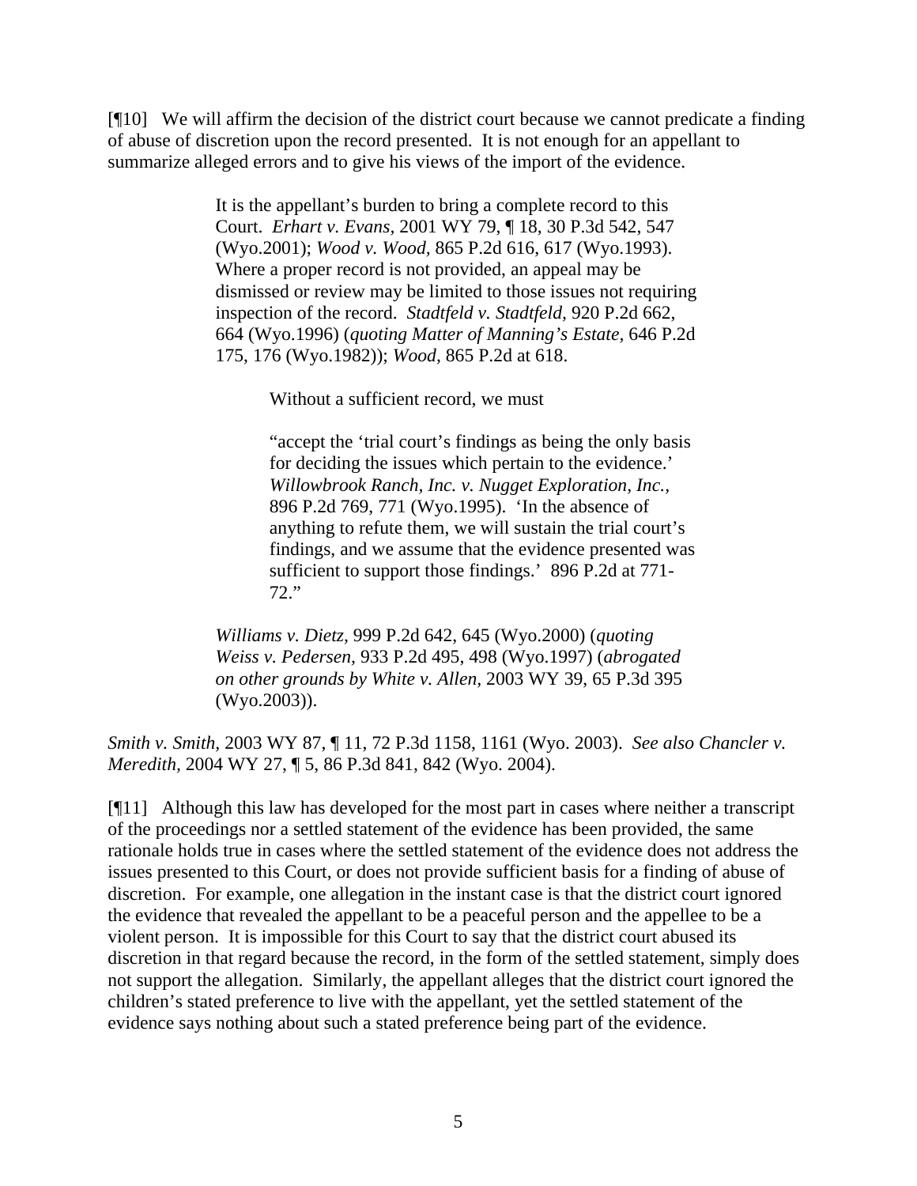[¶10] We will affirm the decision of the district court because we cannot predicate a finding of abuse of discretion upon the record presented. It is not enough for an appellant to summarize alleged errors and to give his views of the import of the evidence.

> It is the appellant's burden to bring a complete record to this Court. *Erhart v. Evans*, 2001 WY 79, ¶ 18, 30 P.3d 542, 547 (Wyo.2001); *Wood v. Wood*, 865 P.2d 616, 617 (Wyo.1993). Where a proper record is not provided, an appeal may be dismissed or review may be limited to those issues not requiring inspection of the record. *Stadtfeld v. Stadtfeld*, 920 P.2d 662, 664 (Wyo.1996) (*quoting Matter of Manning's Estate*, 646 P.2d 175, 176 (Wyo.1982)); *Wood*, 865 P.2d at 618.
>
> > Without a sufficient record, we must
> >
> > "accept the 'trial court's findings as being the only basis for deciding the issues which pertain to the evidence.' *Willowbrook Ranch, Inc. v. Nugget Exploration, Inc.*, 896 P.2d 769, 771 (Wyo.1995). 'In the absence of anything to refute them, we will sustain the trial court's findings, and we assume that the evidence presented was sufficient to support those findings.' 896 P.2d at 771-72."
>
> *Williams v. Dietz*, 999 P.2d 642, 645 (Wyo.2000) (*quoting Weiss v. Pedersen*, 933 P.2d 495, 498 (Wyo.1997) (*abrogated on other grounds by White v. Allen*, 2003 WY 39, 65 P.3d 395 (Wyo.2003)).

*Smith v. Smith*, 2003 WY 87, ¶ 11, 72 P.3d 1158, 1161 (Wyo. 2003). *See also Chancler v. Meredith*, 2004 WY 27, ¶ 5, 86 P.3d 841, 842 (Wyo. 2004).

[¶11] Although this law has developed for the most part in cases where neither a transcript of the proceedings nor a settled statement of the evidence has been provided, the same rationale holds true in cases where the settled statement of the evidence does not address the issues presented to this Court, or does not provide sufficient basis for a finding of abuse of discretion. For example, one allegation in the instant case is that the district court ignored the evidence that revealed the appellant to be a peaceful person and the appellee to be a violent person. It is impossible for this Court to say that the district court abused its discretion in that regard because the record, in the form of the settled statement, simply does not support the allegation. Similarly, the appellant alleges that the district court ignored the children's stated preference to live with the appellant, yet the settled statement of the evidence says nothing about such a stated preference being part of the evidence.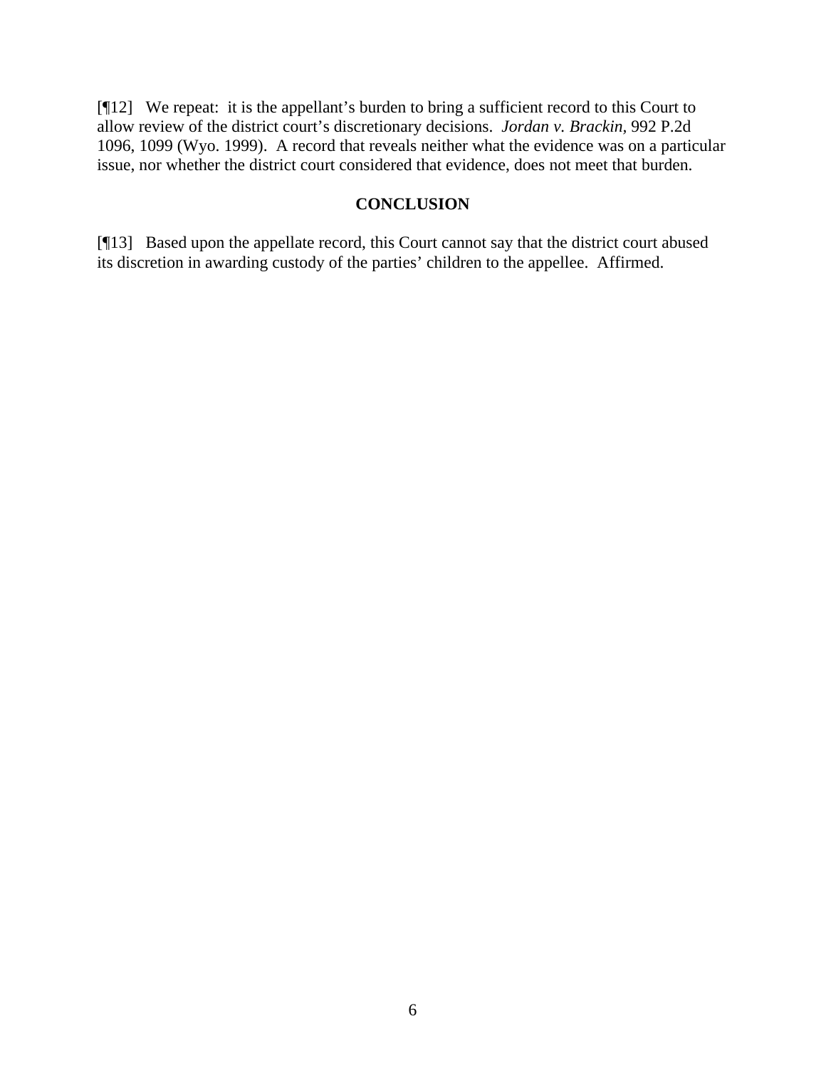[¶12] We repeat: it is the appellant's burden to bring a sufficient record to this Court to allow review of the district court's discretionary decisions. *Jordan v. Brackin*, 992 P.2d 1096, 1099 (Wyo. 1999). A record that reveals neither what the evidence was on a particular issue, nor whether the district court considered that evidence, does not meet that burden.

## CONCLUSION

[¶13] Based upon the appellate record, this Court cannot say that the district court abused its discretion in awarding custody of the parties' children to the appellee. Affirmed.